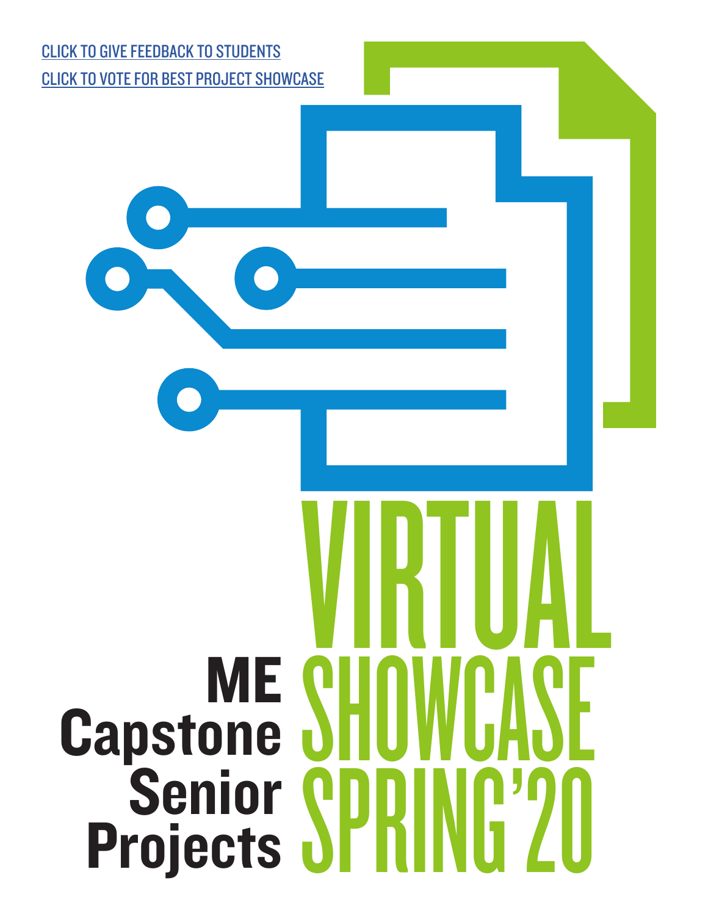[CLICK TO GIVE FEEDBACK TO STUDENTS]

[CLICK TO VOTE FOR BEST PROJECT SHOWCASE]

# VIRTUAL SHOWCASE SPRING'20

## ME Capstone Senior Projects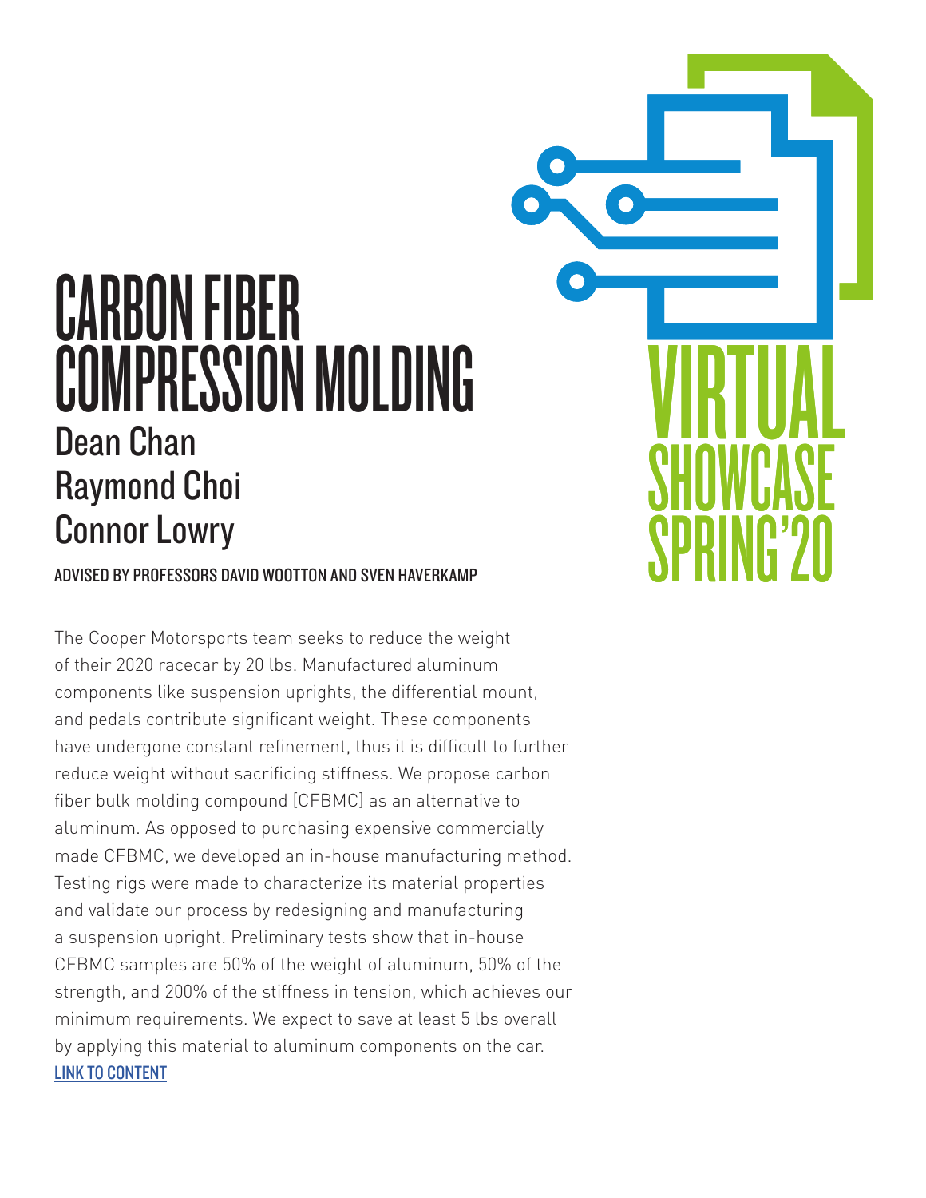# CARBON FIBER COMPRESSION MOLDING

## Dean Chan
## Raymond Choi
## Connor Lowry

ADVISED BY PROFESSORS DAVID WOOTTON AND SVEN HAVERKAMP

VIRTUAL SHOWCASE SPRING'20

The Cooper Motorsports team seeks to reduce the weight of their 2020 racecar by 20 lbs. Manufactured aluminum components like suspension uprights, the differential mount, and pedals contribute significant weight. These components have undergone constant refinement, thus it is difficult to further reduce weight without sacrificing stiffness. We propose carbon fiber bulk molding compound [CFBMC] as an alternative to aluminum. As opposed to purchasing expensive commercially made CFBMC, we developed an in-house manufacturing method. Testing rigs were made to characterize its material properties and validate our process by redesigning and manufacturing a suspension upright. Preliminary tests show that in-house CFBMC samples are 50% of the weight of aluminum, 50% of the strength, and 200% of the stiffness in tension, which achieves our minimum requirements. We expect to save at least 5 lbs overall by applying this material to aluminum components on the car.

LINK TO CONTENT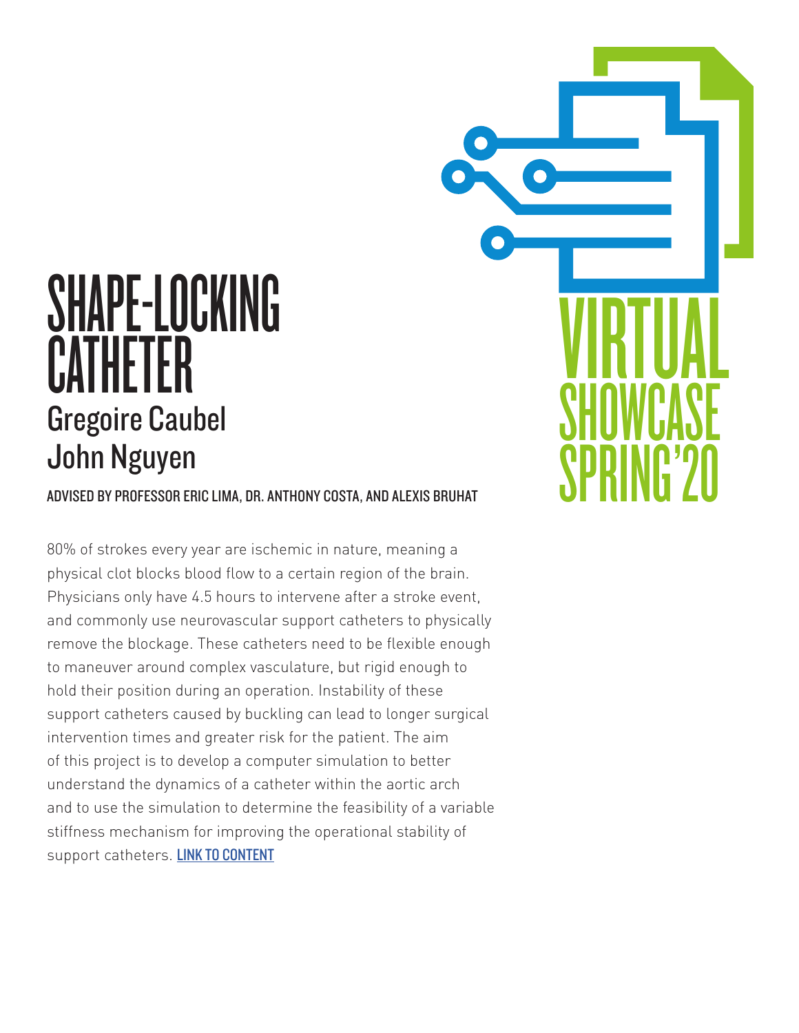# SHAPE-LOCKING CATHETER

## Gregoire Caubel
## John Nguyen

**ADVISED BY PROFESSOR ERIC LIMA, DR. ANTHONY COSTA, AND ALEXIS BRUHAT**

80% of strokes every year are ischemic in nature, meaning a physical clot blocks blood flow to a certain region of the brain. Physicians only have 4.5 hours to intervene after a stroke event, and commonly use neurovascular support catheters to physically remove the blockage. These catheters need to be flexible enough to maneuver around complex vasculature, but rigid enough to hold their position during an operation. Instability of these support catheters caused by buckling can lead to longer surgical intervention times and greater risk for the patient. The aim of this project is to develop a computer simulation to better understand the dynamics of a catheter within the aortic arch and to use the simulation to determine the feasibility of a variable stiffness mechanism for improving the operational stability of support catheters. LINK TO CONTENT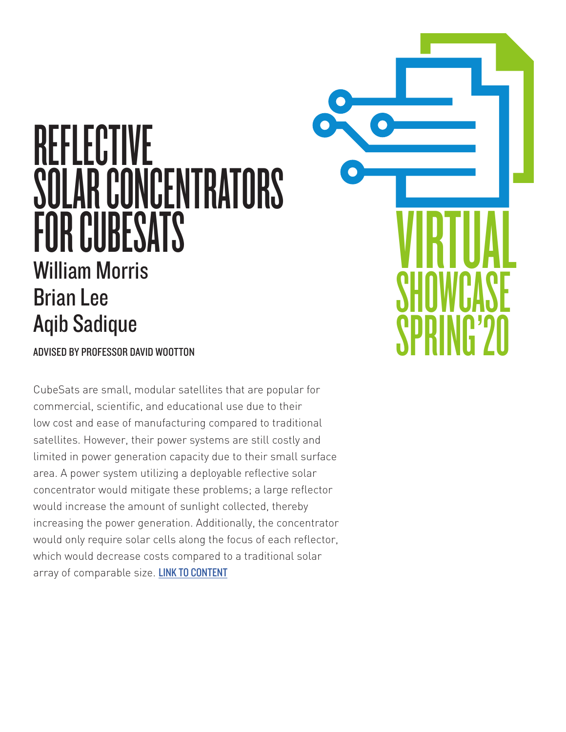# REFLECTIVE SOLAR CONCENTRATORS FOR CUBESATS

William Morris
Brian Lee
Aqib Sadique

ADVISED BY PROFESSOR DAVID WOOTTON

CubeSats are small, modular satellites that are popular for commercial, scientific, and educational use due to their low cost and ease of manufacturing compared to traditional satellites. However, their power systems are still costly and limited in power generation capacity due to their small surface area. A power system utilizing a deployable reflective solar concentrator would mitigate these problems; a large reflector would increase the amount of sunlight collected, thereby increasing the power generation. Additionally, the concentrator would only require solar cells along the focus of each reflector, which would decrease costs compared to a traditional solar array of comparable size. LINK TO CONTENT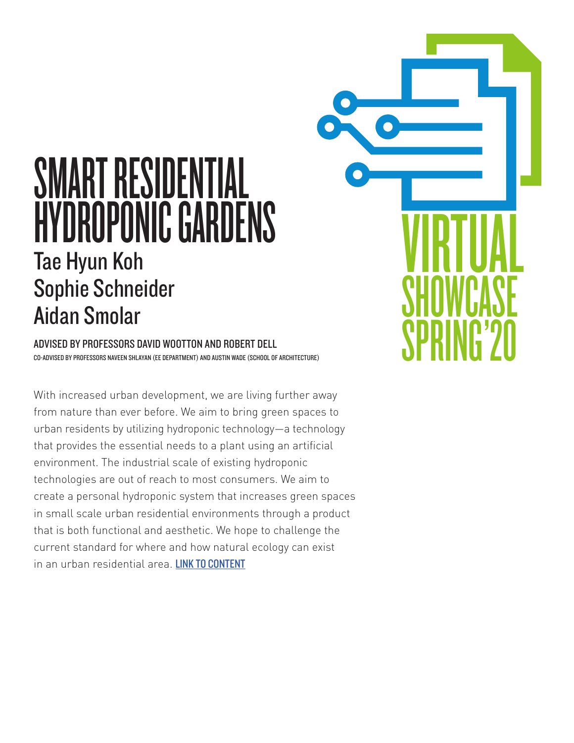# SMART RESIDENTIAL HYDROPONIC GARDENS

## Tae Hyun Koh
## Sophie Schneider
## Aidan Smolar

ADVISED BY PROFESSORS DAVID WOOTTON AND ROBERT DELL

CO-ADVISED BY PROFESSORS NAVEEN SHLAYAN (EE DEPARTMENT) AND AUSTIN WADE (SCHOOL OF ARCHITECTURE)

VIRTUAL SHOWCASE SPRING'20

With increased urban development, we are living further away from nature than ever before. We aim to bring green spaces to urban residents by utilizing hydroponic technology—a technology that provides the essential needs to a plant using an artificial environment. The industrial scale of existing hydroponic technologies are out of reach to most consumers. We aim to create a personal hydroponic system that increases green spaces in small scale urban residential environments through a product that is both functional and aesthetic. We hope to challenge the current standard for where and how natural ecology can exist in an urban residential area. LINK TO CONTENT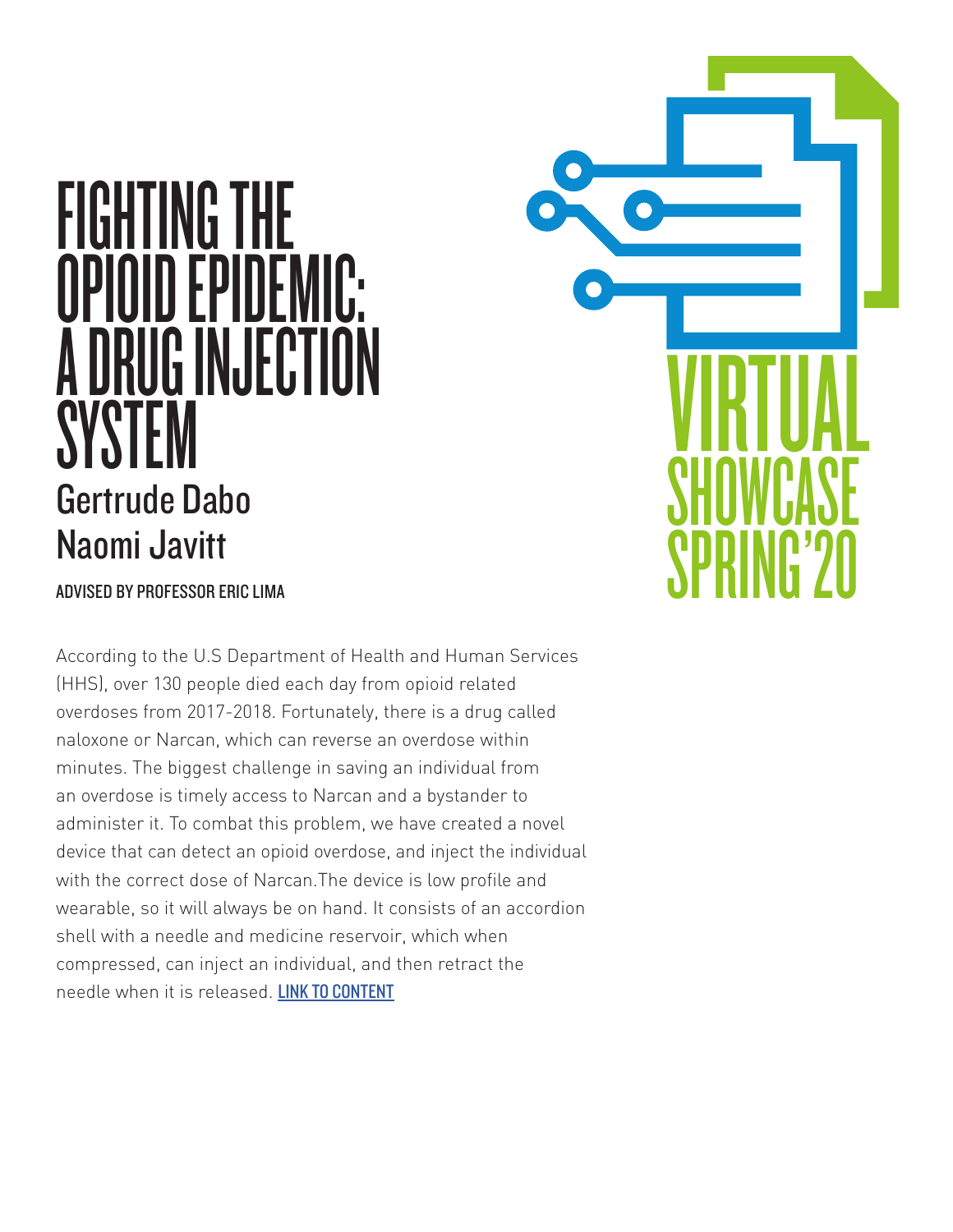# FIGHTING THE OPIOID EPIDEMIC: A DRUG INJECTION SYSTEM

## Gertrude Dabo
## Naomi Javitt

**ADVISED BY PROFESSOR ERIC LIMA**

VIRTUAL SHOWCASE SPRING'20

According to the U.S Department of Health and Human Services (HHS), over 130 people died each day from opioid related overdoses from 2017-2018. Fortunately, there is a drug called naloxone or Narcan, which can reverse an overdose within minutes. The biggest challenge in saving an individual from an overdose is timely access to Narcan and a bystander to administer it. To combat this problem, we have created a novel device that can detect an opioid overdose, and inject the individual with the correct dose of Narcan.The device is low profile and wearable, so it will always be on hand. It consists of an accordion shell with a needle and medicine reservoir, which when compressed, can inject an individual, and then retract the needle when it is released. LINK TO CONTENT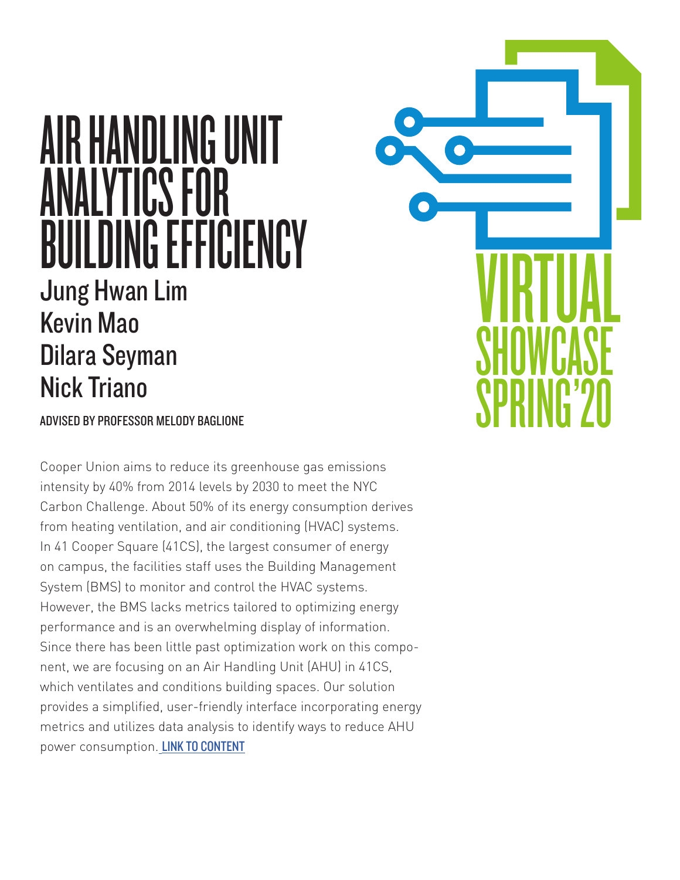# AIR HANDLING UNIT ANALYTICS FOR BUILDING EFFICIENCY

## Jung Hwan Lim
## Kevin Mao
## Dilara Seyman
## Nick Triano

ADVISED BY PROFESSOR MELODY BAGLIONE

VIRTUAL SHOWCASE SPRING'20

Cooper Union aims to reduce its greenhouse gas emissions intensity by 40% from 2014 levels by 2030 to meet the NYC Carbon Challenge. About 50% of its energy consumption derives from heating ventilation, and air conditioning (HVAC) systems. In 41 Cooper Square (41CS), the largest consumer of energy on campus, the facilities staff uses the Building Management System (BMS) to monitor and control the HVAC systems. However, the BMS lacks metrics tailored to optimizing energy performance and is an overwhelming display of information. Since there has been little past optimization work on this component, we are focusing on an Air Handling Unit (AHU) in 41CS, which ventilates and conditions building spaces. Our solution provides a simplified, user-friendly interface incorporating energy metrics and utilizes data analysis to identify ways to reduce AHU power consumption. LINK TO CONTENT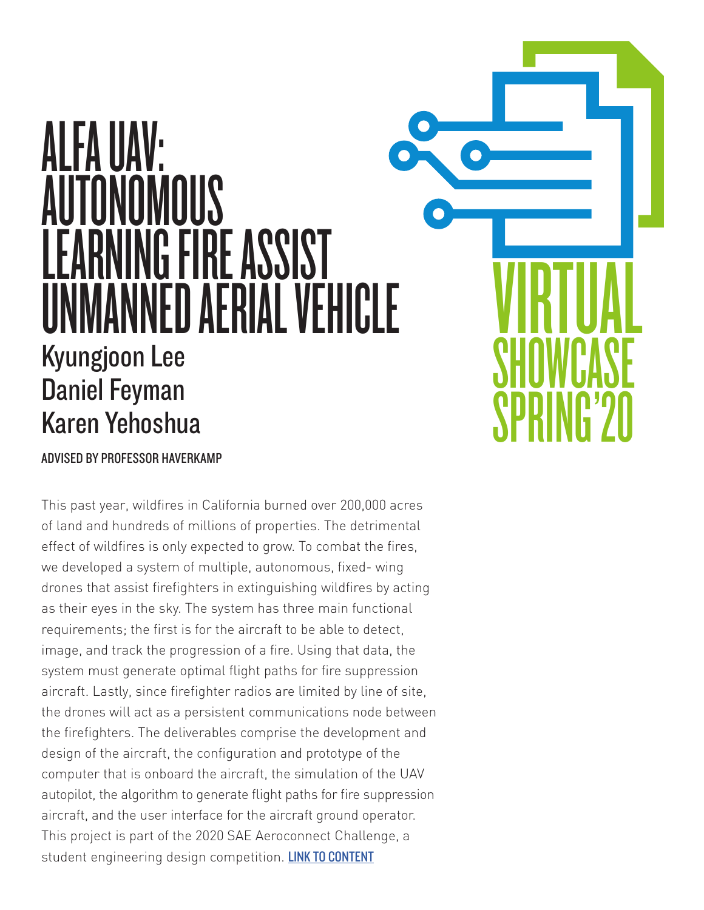# ALFA UAV: AUTONOMOUS LEARNING FIRE ASSIST UNMANNED AERIAL VEHICLE

Kyungjoon Lee
Daniel Feyman
Karen Yehoshua

**ADVISED BY PROFESSOR HAVERKAMP**

This past year, wildfires in California burned over 200,000 acres of land and hundreds of millions of properties. The detrimental effect of wildfires is only expected to grow. To combat the fires, we developed a system of multiple, autonomous, fixed- wing drones that assist firefighters in extinguishing wildfires by acting as their eyes in the sky. The system has three main functional requirements; the first is for the aircraft to be able to detect, image, and track the progression of a fire. Using that data, the system must generate optimal flight paths for fire suppression aircraft. Lastly, since firefighter radios are limited by line of site, the drones will act as a persistent communications node between the firefighters. The deliverables comprise the development and design of the aircraft, the configuration and prototype of the computer that is onboard the aircraft, the simulation of the UAV autopilot, the algorithm to generate flight paths for fire suppression aircraft, and the user interface for the aircraft ground operator. This project is part of the 2020 SAE Aeroconnect Challenge, a student engineering design competition. **LINK TO CONTENT**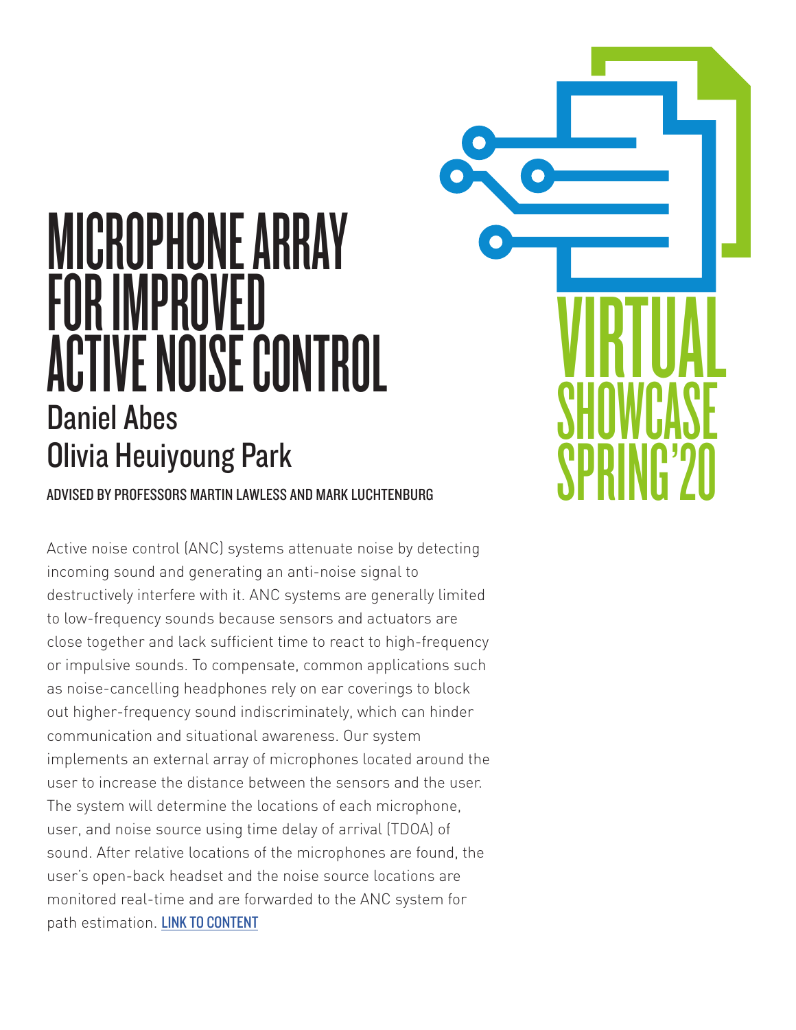# MICROPHONE ARRAY FOR IMPROVED ACTIVE NOISE CONTROL

## Daniel Abes
## Olivia Heuiyoung Park

**ADVISED BY PROFESSORS MARTIN LAWLESS AND MARK LUCHTENBURG**

VIRTUAL SHOWCASE SPRING'20

Active noise control (ANC) systems attenuate noise by detecting incoming sound and generating an anti-noise signal to destructively interfere with it. ANC systems are generally limited to low-frequency sounds because sensors and actuators are close together and lack sufficient time to react to high-frequency or impulsive sounds. To compensate, common applications such as noise-cancelling headphones rely on ear coverings to block out higher-frequency sound indiscriminately, which can hinder communication and situational awareness. Our system implements an external array of microphones located around the user to increase the distance between the sensors and the user. The system will determine the locations of each microphone, user, and noise source using time delay of arrival (TDOA) of sound. After relative locations of the microphones are found, the user's open-back headset and the noise source locations are monitored real-time and are forwarded to the ANC system for path estimation. LINK TO CONTENT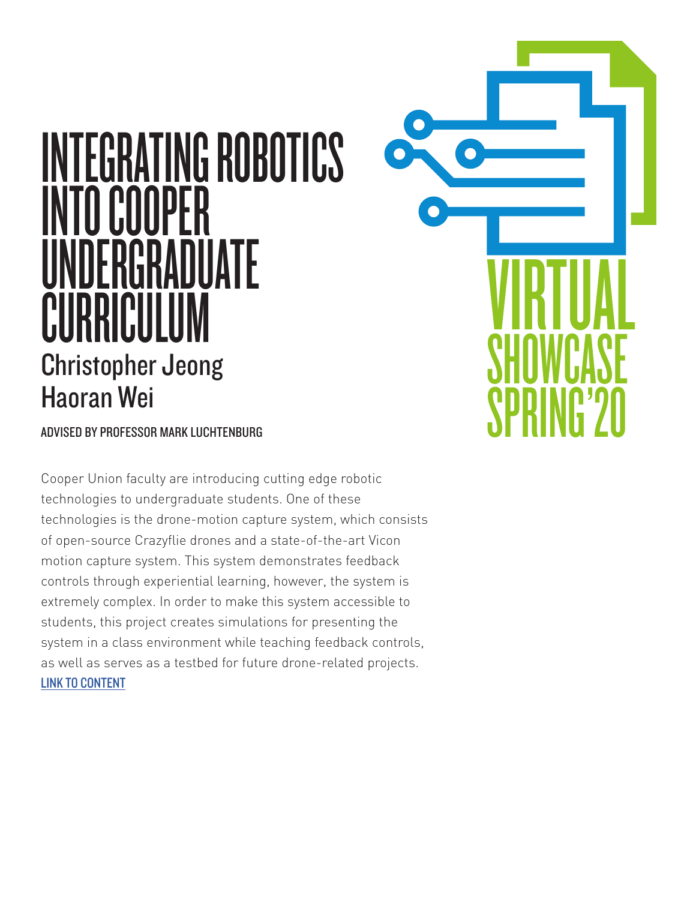# INTEGRATING ROBOTICS INTO COOPER UNDERGRADUATE CURRICULUM

## Christopher Jeong
## Haoran Wei

ADVISED BY PROFESSOR MARK LUCHTENBURG

Cooper Union faculty are introducing cutting edge robotic technologies to undergraduate students. One of these technologies is the drone-motion capture system, which consists of open-source Crazyflie drones and a state-of-the-art Vicon motion capture system. This system demonstrates feedback controls through experiential learning, however, the system is extremely complex. In order to make this system accessible to students, this project creates simulations for presenting the system in a class environment while teaching feedback controls, as well as serves as a testbed for future drone-related projects.
LINK TO CONTENT

VIRTUAL SHOWCASE SPRING'20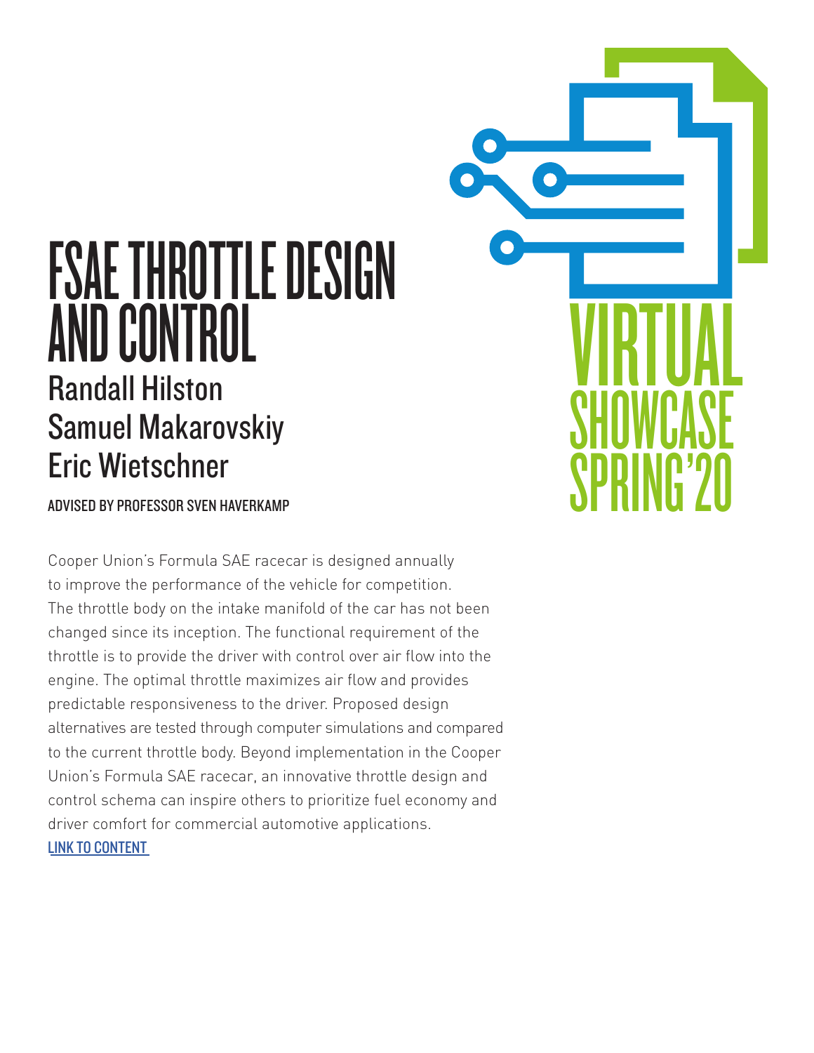# FSAE THROTTLE DESIGN AND CONTROL

## Randall Hilston
## Samuel Makarovskiy
## Eric Wietschner

**ADVISED BY PROFESSOR SVEN HAVERKAMP**

VIRTUAL SHOWCASE SPRING'20

Cooper Union's Formula SAE racecar is designed annually to improve the performance of the vehicle for competition. The throttle body on the intake manifold of the car has not been changed since its inception. The functional requirement of the throttle is to provide the driver with control over air flow into the engine. The optimal throttle maximizes air flow and provides predictable responsiveness to the driver. Proposed design alternatives are tested through computer simulations and compared to the current throttle body. Beyond implementation in the Cooper Union's Formula SAE racecar, an innovative throttle design and control schema can inspire others to prioritize fuel economy and driver comfort for commercial automotive applications.

LINK TO CONTENT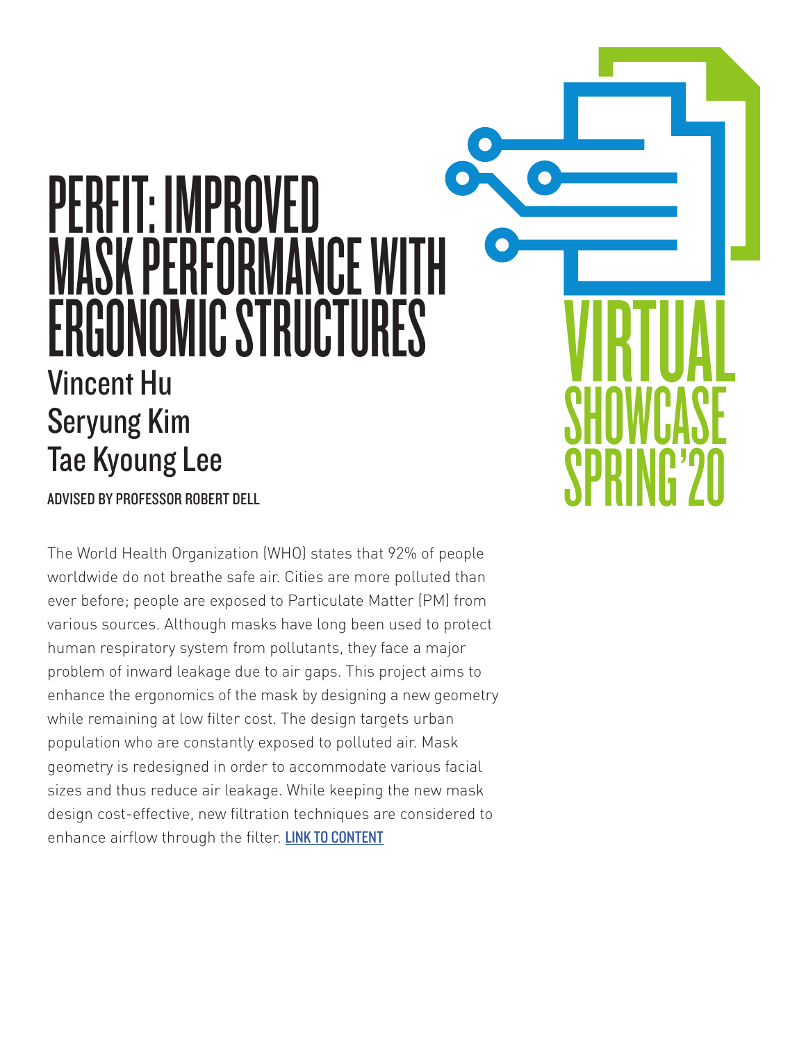# PERFIT: IMPROVED MASK PERFORMANCE WITH ERGONOMIC STRUCTURES

## Vincent Hu
## Seryung Kim
## Tae Kyoung Lee

**ADVISED BY PROFESSOR ROBERT DELL**

VIRTUAL SHOWCASE SPRING'20

The World Health Organization (WHO) states that 92% of people worldwide do not breathe safe air. Cities are more polluted than ever before; people are exposed to Particulate Matter (PM) from various sources. Although masks have long been used to protect human respiratory system from pollutants, they face a major problem of inward leakage due to air gaps. This project aims to enhance the ergonomics of the mask by designing a new geometry while remaining at low filter cost. The design targets urban population who are constantly exposed to polluted air. Mask geometry is redesigned in order to accommodate various facial sizes and thus reduce air leakage. While keeping the new mask design cost-effective, new filtration techniques are considered to enhance airflow through the filter. LINK TO CONTENT